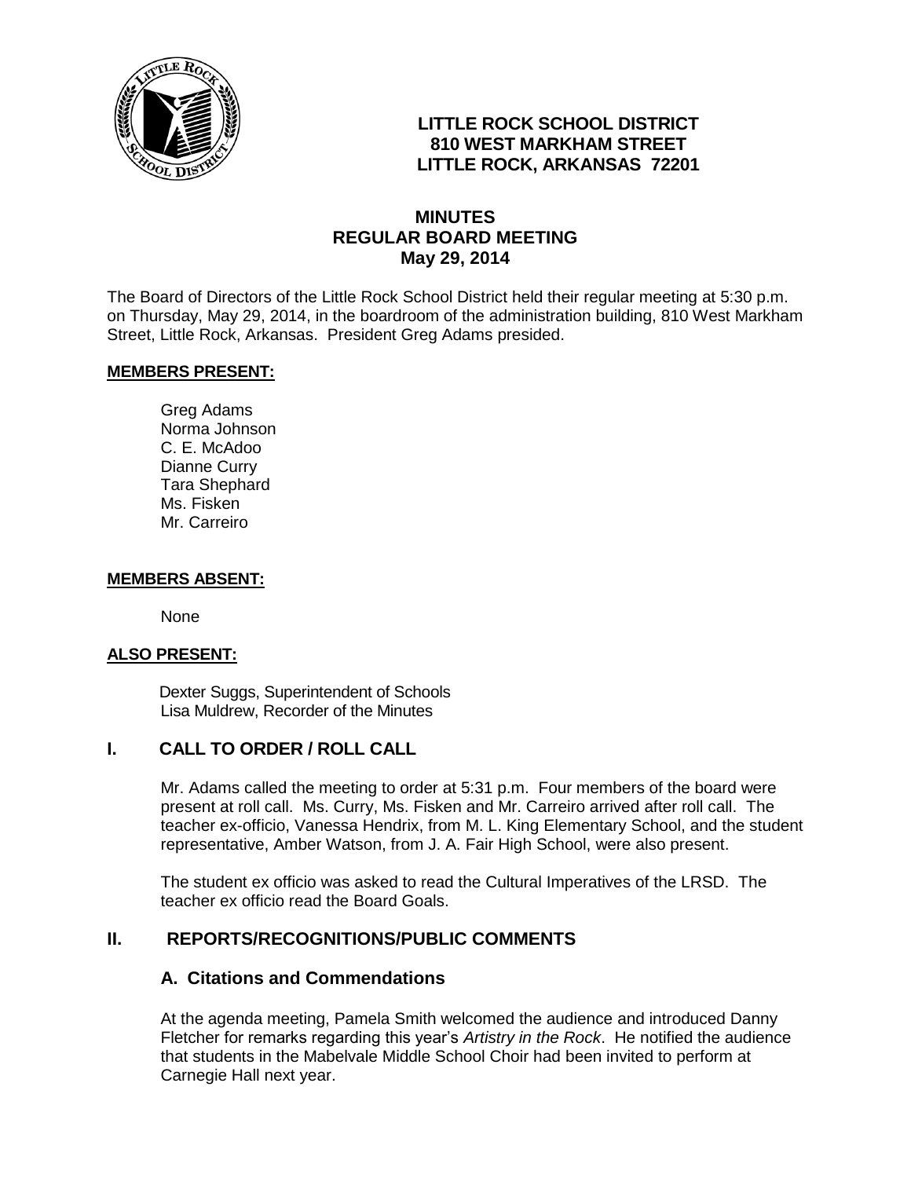**LITTLE ROCK SCHOOL DISTRICT**
**810 WEST MARKHAM STREET**
**LITTLE ROCK, ARKANSAS 72201**

# MINUTES
# REGULAR BOARD MEETING
# May 29, 2014

The Board of Directors of the Little Rock School District held their regular meeting at 5:30 p.m. on Thursday, May 29, 2014, in the boardroom of the administration building, 810 West Markham Street, Little Rock, Arkansas. President Greg Adams presided.

**MEMBERS PRESENT:**

Greg Adams
Norma Johnson
C. E. McAdoo
Dianne Curry
Tara Shephard
Ms. Fisken
Mr. Carreiro

**MEMBERS ABSENT:**

None

**ALSO PRESENT:**

Dexter Suggs, Superintendent of Schools
Lisa Muldrew, Recorder of the Minutes

## I. CALL TO ORDER / ROLL CALL

Mr. Adams called the meeting to order at 5:31 p.m. Four members of the board were present at roll call. Ms. Curry, Ms. Fisken and Mr. Carreiro arrived after roll call. The teacher ex-officio, Vanessa Hendrix, from M. L. King Elementary School, and the student representative, Amber Watson, from J. A. Fair High School, were also present.

The student ex officio was asked to read the Cultural Imperatives of the LRSD. The teacher ex officio read the Board Goals.

## II. REPORTS/RECOGNITIONS/PUBLIC COMMENTS

### A. Citations and Commendations

At the agenda meeting, Pamela Smith welcomed the audience and introduced Danny Fletcher for remarks regarding this year's *Artistry in the Rock*. He notified the audience that students in the Mabelvale Middle School Choir had been invited to perform at Carnegie Hall next year.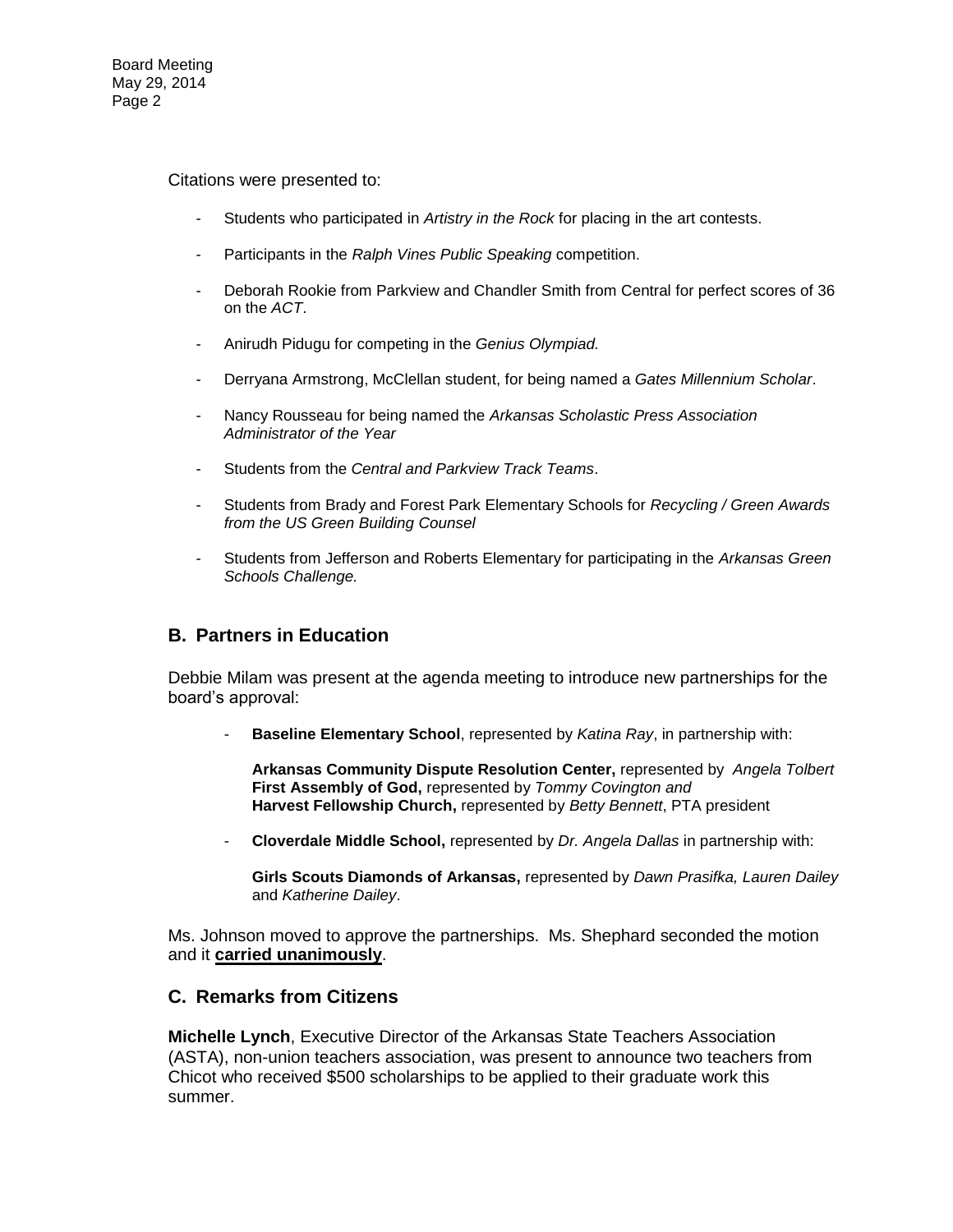Citations were presented to:

- Students who participated in *Artistry in the Rock* for placing in the art contests.
- Participants in the *Ralph Vines Public Speaking* competition.
- Deborah Rookie from Parkview and Chandler Smith from Central for perfect scores of 36 on the *ACT*.
- Anirudh Pidugu for competing in the *Genius Olympiad.*
- Derryana Armstrong, McClellan student, for being named a *Gates Millennium Scholar*.
- Nancy Rousseau for being named the *Arkansas Scholastic Press Association Administrator of the Year*
- Students from the *Central and Parkview Track Teams*.
- Students from Brady and Forest Park Elementary Schools for *Recycling / Green Awards from the US Green Building Counsel*
- Students from Jefferson and Roberts Elementary for participating in the *Arkansas Green Schools Challenge.*

## B. Partners in Education

Debbie Milam was present at the agenda meeting to introduce new partnerships for the board's approval:

- **Baseline Elementary School**, represented by *Katina Ray*, in partnership with:

  **Arkansas Community Dispute Resolution Center,** represented by *Angela Tolbert*
  **First Assembly of God,** represented by *Tommy Covington and*
  **Harvest Fellowship Church,** represented by *Betty Bennett*, PTA president

- **Cloverdale Middle School,** represented by *Dr. Angela Dallas* in partnership with:

  **Girls Scouts Diamonds of Arkansas,** represented by *Dawn Prasifka, Lauren Dailey* and *Katherine Dailey*.

Ms. Johnson moved to approve the partnerships. Ms. Shephard seconded the motion and it **carried unanimously**.

## C. Remarks from Citizens

**Michelle Lynch**, Executive Director of the Arkansas State Teachers Association (ASTA), non-union teachers association, was present to announce two teachers from Chicot who received $500 scholarships to be applied to their graduate work this summer.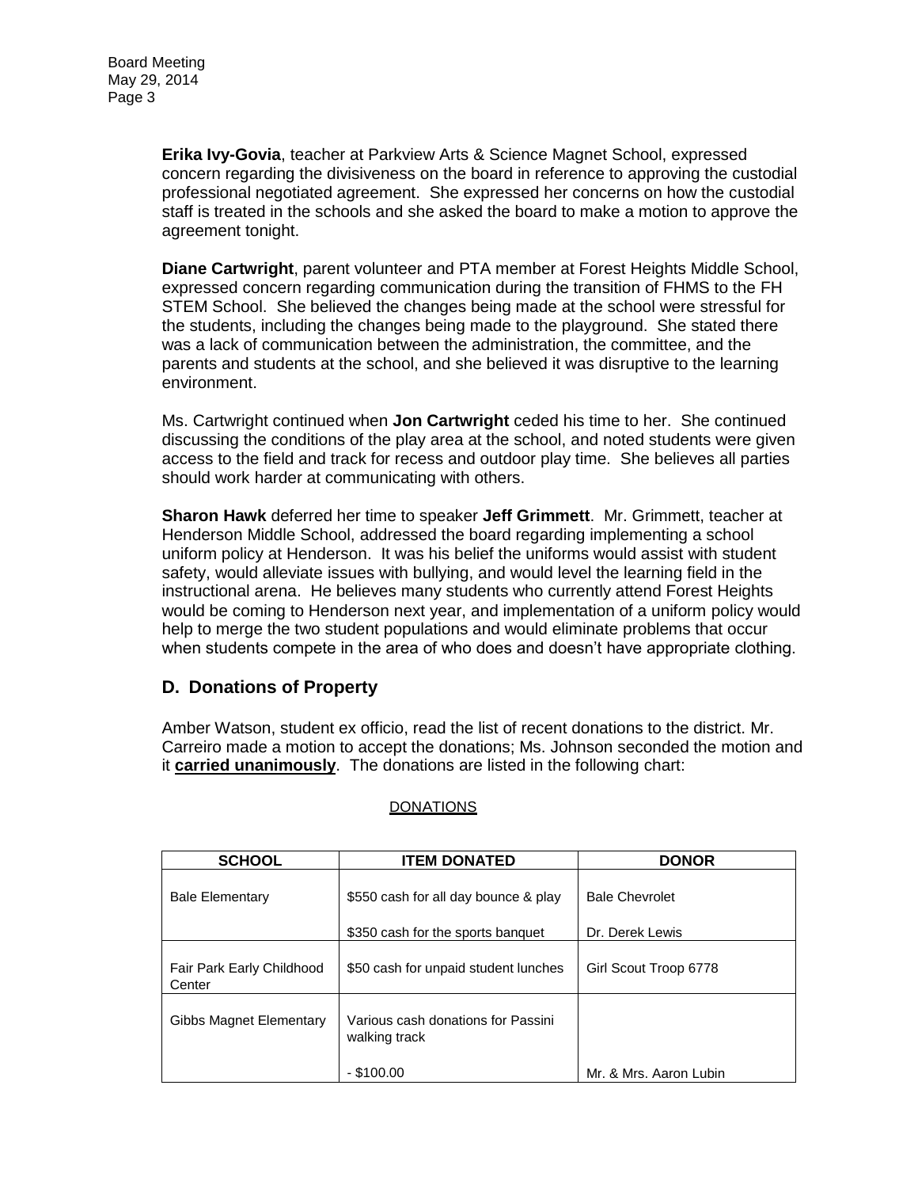**Erika Ivy-Govia**, teacher at Parkview Arts & Science Magnet School, expressed concern regarding the divisiveness on the board in reference to approving the custodial professional negotiated agreement. She expressed her concerns on how the custodial staff is treated in the schools and she asked the board to make a motion to approve the agreement tonight.

**Diane Cartwright**, parent volunteer and PTA member at Forest Heights Middle School, expressed concern regarding communication during the transition of FHMS to the FH STEM School. She believed the changes being made at the school were stressful for the students, including the changes being made to the playground. She stated there was a lack of communication between the administration, the committee, and the parents and students at the school, and she believed it was disruptive to the learning environment.

Ms. Cartwright continued when **Jon Cartwright** ceded his time to her. She continued discussing the conditions of the play area at the school, and noted students were given access to the field and track for recess and outdoor play time. She believes all parties should work harder at communicating with others.

**Sharon Hawk** deferred her time to speaker **Jeff Grimmett**. Mr. Grimmett, teacher at Henderson Middle School, addressed the board regarding implementing a school uniform policy at Henderson. It was his belief the uniforms would assist with student safety, would alleviate issues with bullying, and would level the learning field in the instructional arena. He believes many students who currently attend Forest Heights would be coming to Henderson next year, and implementation of a uniform policy would help to merge the two student populations and would eliminate problems that occur when students compete in the area of who does and doesn't have appropriate clothing.

## D. Donations of Property

Amber Watson, student ex officio, read the list of recent donations to the district. Mr. Carreiro made a motion to accept the donations; Ms. Johnson seconded the motion and it **carried unanimously**. The donations are listed in the following chart:

DONATIONS

| SCHOOL | ITEM DONATED | DONOR |
|---|---|---|
| Bale Elementary | $550 cash for all day bounce & play | Bale Chevrolet |
| | $350 cash for the sports banquet | Dr. Derek Lewis |
| Fair Park Early Childhood Center | $50 cash for unpaid student lunches | Girl Scout Troop 6778 |
| Gibbs Magnet Elementary | Various cash donations for Passini walking track | |
| | - $100.00 | Mr. & Mrs. Aaron Lubin |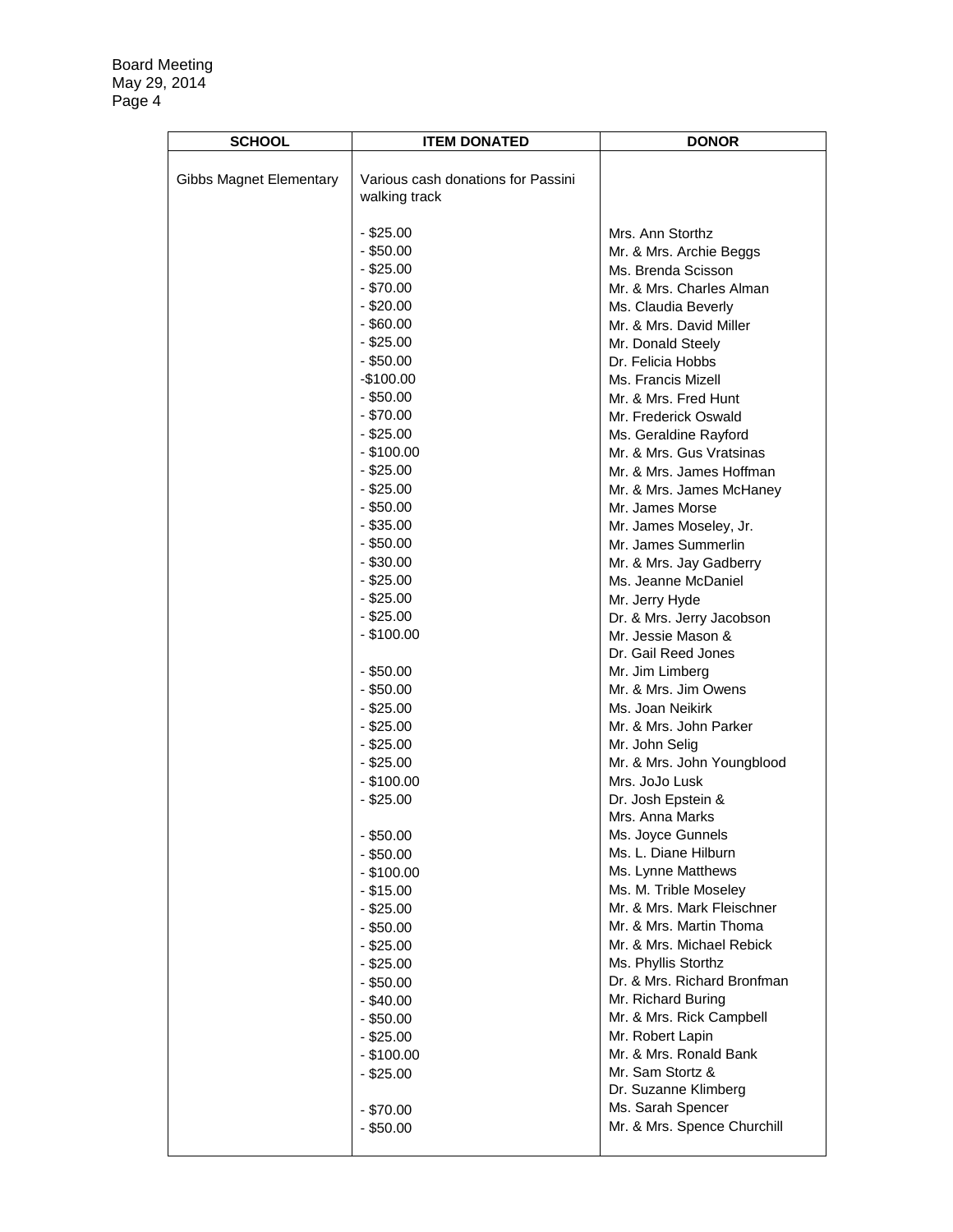| SCHOOL | ITEM DONATED | DONOR |
| --- | --- | --- |
| Gibbs Magnet Elementary | Various cash donations for Passini walking track | |
| | - $25.00 | Mrs. Ann Storthz |
| | - $50.00 | Mr. & Mrs. Archie Beggs |
| | - $25.00 | Ms. Brenda Scisson |
| | - $70.00 | Mr. & Mrs. Charles Alman |
| | - $20.00 | Ms. Claudia Beverly |
| | - $60.00 | Mr. & Mrs. David Miller |
| | - $25.00 | Mr. Donald Steely |
| | - $50.00 | Dr. Felicia Hobbs |
| | -$100.00 | Ms. Francis Mizell |
| | - $50.00 | Mr. & Mrs. Fred Hunt |
| | - $70.00 | Mr. Frederick Oswald |
| | - $25.00 | Ms. Geraldine Rayford |
| | - $100.00 | Mr. & Mrs. Gus Vratsinas |
| | - $25.00 | Mr. & Mrs. James Hoffman |
| | - $25.00 | Mr. & Mrs. James McHaney |
| | - $50.00 | Mr. James Morse |
| | - $35.00 | Mr. James Moseley, Jr. |
| | - $50.00 | Mr. James Summerlin |
| | - $30.00 | Mr. & Mrs. Jay Gadberry |
| | - $25.00 | Ms. Jeanne McDaniel |
| | - $25.00 | Mr. Jerry Hyde |
| | - $25.00 | Dr. & Mrs. Jerry Jacobson |
| | - $100.00 | Mr. Jessie Mason & Dr. Gail Reed Jones |
| | - $50.00 | Mr. Jim Limberg |
| | - $50.00 | Mr. & Mrs. Jim Owens |
| | - $25.00 | Ms. Joan Neikirk |
| | - $25.00 | Mr. & Mrs. John Parker |
| | - $25.00 | Mr. John Selig |
| | - $25.00 | Mr. & Mrs. John Youngblood |
| | - $100.00 | Mrs. JoJo Lusk |
| | - $25.00 | Dr. Josh Epstein & Mrs. Anna Marks |
| | - $50.00 | Ms. Joyce Gunnels |
| | - $50.00 | Ms. L. Diane Hilburn |
| | - $100.00 | Ms. Lynne Matthews |
| | - $15.00 | Ms. M. Trible Moseley |
| | - $25.00 | Mr. & Mrs. Mark Fleischner |
| | - $50.00 | Mr. & Mrs. Martin Thoma |
| | - $25.00 | Mr. & Mrs. Michael Rebick |
| | - $25.00 | Ms. Phyllis Storthz |
| | - $50.00 | Dr. & Mrs. Richard Bronfman |
| | - $40.00 | Mr. Richard Buring |
| | - $50.00 | Mr. & Mrs. Rick Campbell |
| | - $25.00 | Mr. Robert Lapin |
| | - $100.00 | Mr. & Mrs. Ronald Bank |
| | - $25.00 | Mr. Sam Stortz & Dr. Suzanne Klimberg |
| | - $70.00 | Ms. Sarah Spencer |
| | - $50.00 | Mr. & Mrs. Spence Churchill |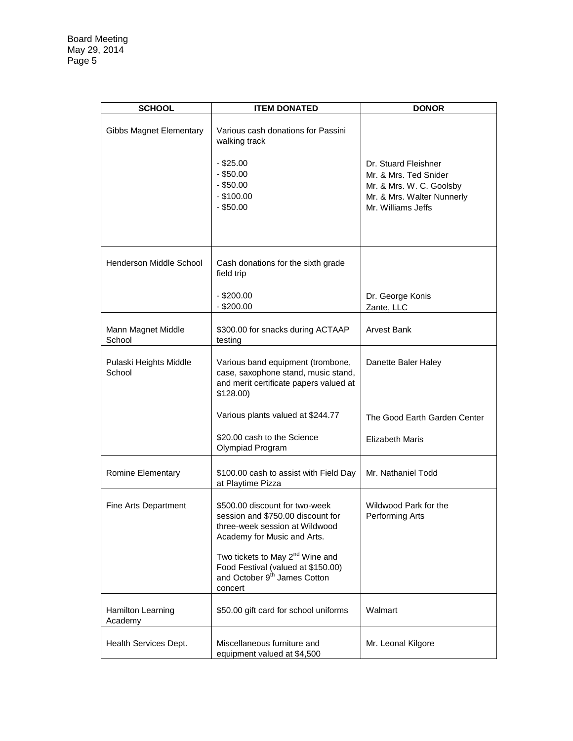| SCHOOL | ITEM DONATED | DONOR |
|---|---|---|
| Gibbs Magnet Elementary | Various cash donations for Passini walking track | |
| | - $25.00 | Dr. Stuard Fleishner |
| | - $50.00 | Mr. & Mrs. Ted Snider |
| | - $50.00 | Mr. & Mrs. W. C. Goolsby |
| | - $100.00 | Mr. & Mrs. Walter Nunnerly |
| | - $50.00 | Mr. Williams Jeffs |
| Henderson Middle School | Cash donations for the sixth grade field trip | |
| | - $200.00 | Dr. George Konis |
| | - $200.00 | Zante, LLC |
| Mann Magnet Middle School | $300.00 for snacks during ACTAAP testing | Arvest Bank |
| Pulaski Heights Middle School | Various band equipment (trombone, case, saxophone stand, music stand, and merit certificate papers valued at $128.00) | Danette Baler Haley |
| | Various plants valued at $244.77 | The Good Earth Garden Center |
| | $20.00 cash to the Science Olympiad Program | Elizabeth Maris |
| Romine Elementary | $100.00 cash to assist with Field Day at Playtime Pizza | Mr. Nathaniel Todd |
| Fine Arts Department | $500.00 discount for two-week session and $750.00 discount for three-week session at Wildwood Academy for Music and Arts. | Wildwood Park for the Performing Arts |
| | Two tickets to May 2nd Wine and Food Festival (valued at $150.00) and October 9th James Cotton concert | |
| Hamilton Learning Academy | $50.00 gift card for school uniforms | Walmart |
| Health Services Dept. | Miscellaneous furniture and equipment valued at $4,500 | Mr. Leonal Kilgore |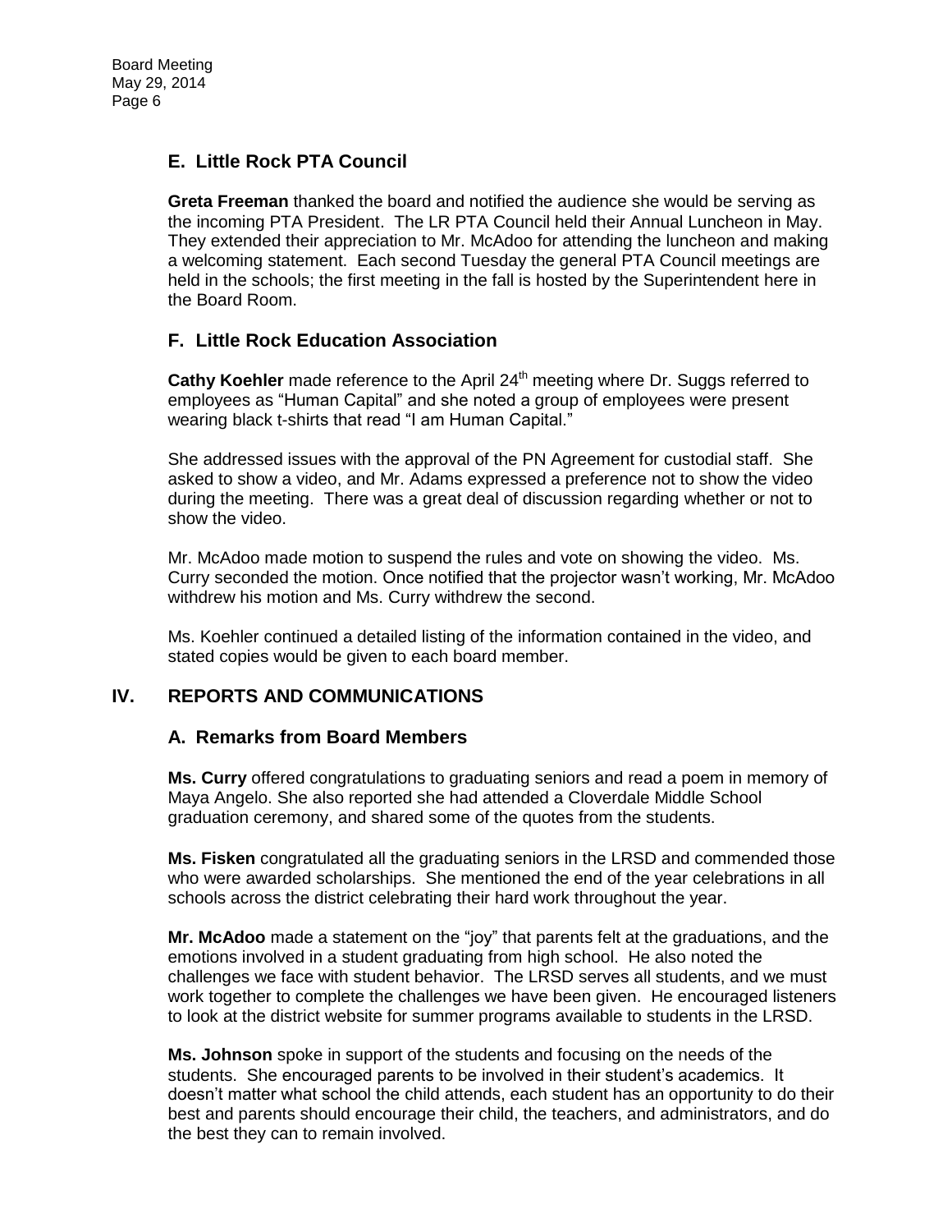### E. Little Rock PTA Council

**Greta Freeman** thanked the board and notified the audience she would be serving as the incoming PTA President. The LR PTA Council held their Annual Luncheon in May. They extended their appreciation to Mr. McAdoo for attending the luncheon and making a welcoming statement. Each second Tuesday the general PTA Council meetings are held in the schools; the first meeting in the fall is hosted by the Superintendent here in the Board Room.

### F. Little Rock Education Association

**Cathy Koehler** made reference to the April 24th meeting where Dr. Suggs referred to employees as "Human Capital" and she noted a group of employees were present wearing black t-shirts that read "I am Human Capital."

She addressed issues with the approval of the PN Agreement for custodial staff. She asked to show a video, and Mr. Adams expressed a preference not to show the video during the meeting. There was a great deal of discussion regarding whether or not to show the video.

Mr. McAdoo made motion to suspend the rules and vote on showing the video. Ms. Curry seconded the motion. Once notified that the projector wasn't working, Mr. McAdoo withdrew his motion and Ms. Curry withdrew the second.

Ms. Koehler continued a detailed listing of the information contained in the video, and stated copies would be given to each board member.

## IV. REPORTS AND COMMUNICATIONS

### A. Remarks from Board Members

**Ms. Curry** offered congratulations to graduating seniors and read a poem in memory of Maya Angelo. She also reported she had attended a Cloverdale Middle School graduation ceremony, and shared some of the quotes from the students.

**Ms. Fisken** congratulated all the graduating seniors in the LRSD and commended those who were awarded scholarships. She mentioned the end of the year celebrations in all schools across the district celebrating their hard work throughout the year.

**Mr. McAdoo** made a statement on the "joy" that parents felt at the graduations, and the emotions involved in a student graduating from high school. He also noted the challenges we face with student behavior. The LRSD serves all students, and we must work together to complete the challenges we have been given. He encouraged listeners to look at the district website for summer programs available to students in the LRSD.

**Ms. Johnson** spoke in support of the students and focusing on the needs of the students. She encouraged parents to be involved in their student's academics. It doesn't matter what school the child attends, each student has an opportunity to do their best and parents should encourage their child, the teachers, and administrators, and do the best they can to remain involved.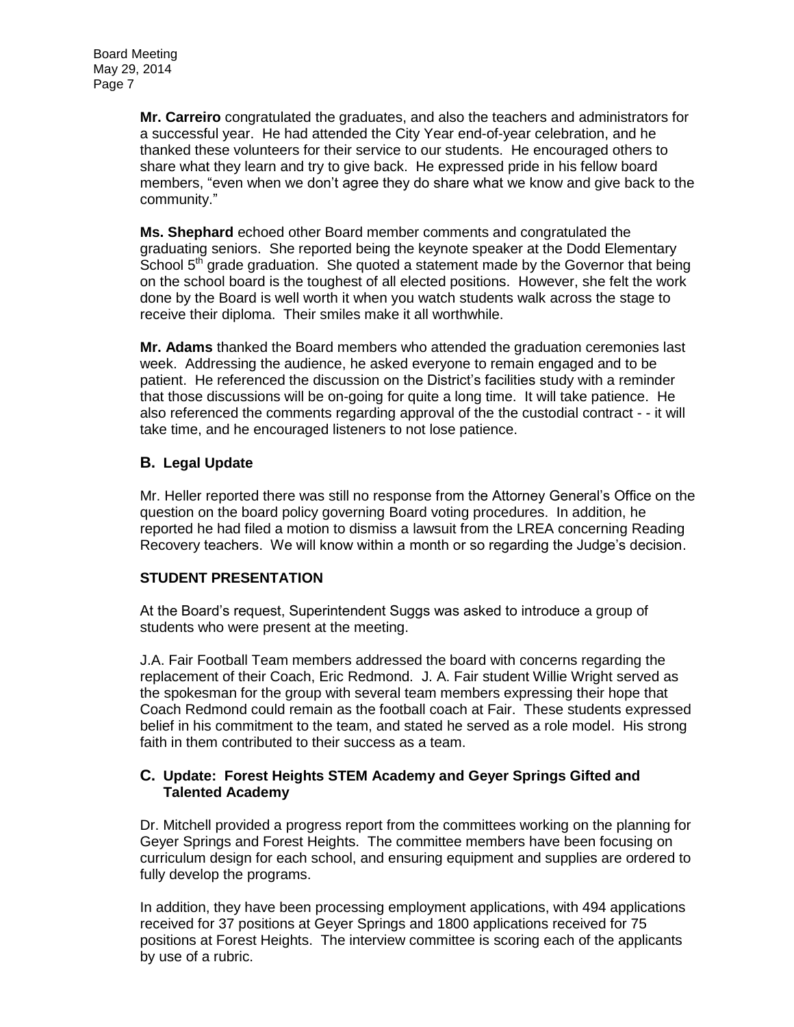**Mr. Carreiro** congratulated the graduates, and also the teachers and administrators for a successful year. He had attended the City Year end-of-year celebration, and he thanked these volunteers for their service to our students. He encouraged others to share what they learn and try to give back. He expressed pride in his fellow board members, "even when we don't agree they do share what we know and give back to the community."

**Ms. Shephard** echoed other Board member comments and congratulated the graduating seniors. She reported being the keynote speaker at the Dodd Elementary School 5th grade graduation. She quoted a statement made by the Governor that being on the school board is the toughest of all elected positions. However, she felt the work done by the Board is well worth it when you watch students walk across the stage to receive their diploma. Their smiles make it all worthwhile.

**Mr. Adams** thanked the Board members who attended the graduation ceremonies last week. Addressing the audience, he asked everyone to remain engaged and to be patient. He referenced the discussion on the District's facilities study with a reminder that those discussions will be on-going for quite a long time. It will take patience. He also referenced the comments regarding approval of the the custodial contract - - it will take time, and he encouraged listeners to not lose patience.

## B. Legal Update

Mr. Heller reported there was still no response from the Attorney General's Office on the question on the board policy governing Board voting procedures. In addition, he reported he had filed a motion to dismiss a lawsuit from the LREA concerning Reading Recovery teachers. We will know within a month or so regarding the Judge's decision.

## STUDENT PRESENTATION

At the Board's request, Superintendent Suggs was asked to introduce a group of students who were present at the meeting.

J.A. Fair Football Team members addressed the board with concerns regarding the replacement of their Coach, Eric Redmond. J. A. Fair student Willie Wright served as the spokesman for the group with several team members expressing their hope that Coach Redmond could remain as the football coach at Fair. These students expressed belief in his commitment to the team, and stated he served as a role model. His strong faith in them contributed to their success as a team.

## C. Update: Forest Heights STEM Academy and Geyer Springs Gifted and Talented Academy

Dr. Mitchell provided a progress report from the committees working on the planning for Geyer Springs and Forest Heights. The committee members have been focusing on curriculum design for each school, and ensuring equipment and supplies are ordered to fully develop the programs.

In addition, they have been processing employment applications, with 494 applications received for 37 positions at Geyer Springs and 1800 applications received for 75 positions at Forest Heights. The interview committee is scoring each of the applicants by use of a rubric.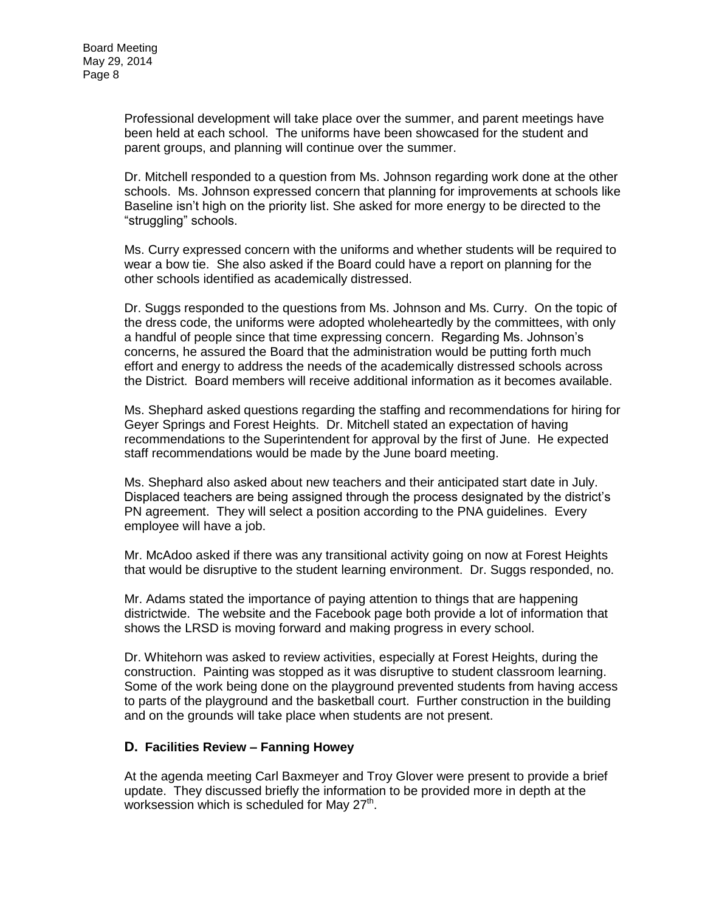Professional development will take place over the summer, and parent meetings have been held at each school. The uniforms have been showcased for the student and parent groups, and planning will continue over the summer.

Dr. Mitchell responded to a question from Ms. Johnson regarding work done at the other schools. Ms. Johnson expressed concern that planning for improvements at schools like Baseline isn't high on the priority list. She asked for more energy to be directed to the "struggling" schools.

Ms. Curry expressed concern with the uniforms and whether students will be required to wear a bow tie. She also asked if the Board could have a report on planning for the other schools identified as academically distressed.

Dr. Suggs responded to the questions from Ms. Johnson and Ms. Curry. On the topic of the dress code, the uniforms were adopted wholeheartedly by the committees, with only a handful of people since that time expressing concern. Regarding Ms. Johnson's concerns, he assured the Board that the administration would be putting forth much effort and energy to address the needs of the academically distressed schools across the District. Board members will receive additional information as it becomes available.

Ms. Shephard asked questions regarding the staffing and recommendations for hiring for Geyer Springs and Forest Heights. Dr. Mitchell stated an expectation of having recommendations to the Superintendent for approval by the first of June. He expected staff recommendations would be made by the June board meeting.

Ms. Shephard also asked about new teachers and their anticipated start date in July. Displaced teachers are being assigned through the process designated by the district's PN agreement. They will select a position according to the PNA guidelines. Every employee will have a job.

Mr. McAdoo asked if there was any transitional activity going on now at Forest Heights that would be disruptive to the student learning environment. Dr. Suggs responded, no.

Mr. Adams stated the importance of paying attention to things that are happening districtwide. The website and the Facebook page both provide a lot of information that shows the LRSD is moving forward and making progress in every school.

Dr. Whitehorn was asked to review activities, especially at Forest Heights, during the construction. Painting was stopped as it was disruptive to student classroom learning. Some of the work being done on the playground prevented students from having access to parts of the playground and the basketball court. Further construction in the building and on the grounds will take place when students are not present.

## D. Facilities Review – Fanning Howey

At the agenda meeting Carl Baxmeyer and Troy Glover were present to provide a brief update. They discussed briefly the information to be provided more in depth at the worksession which is scheduled for May 27th.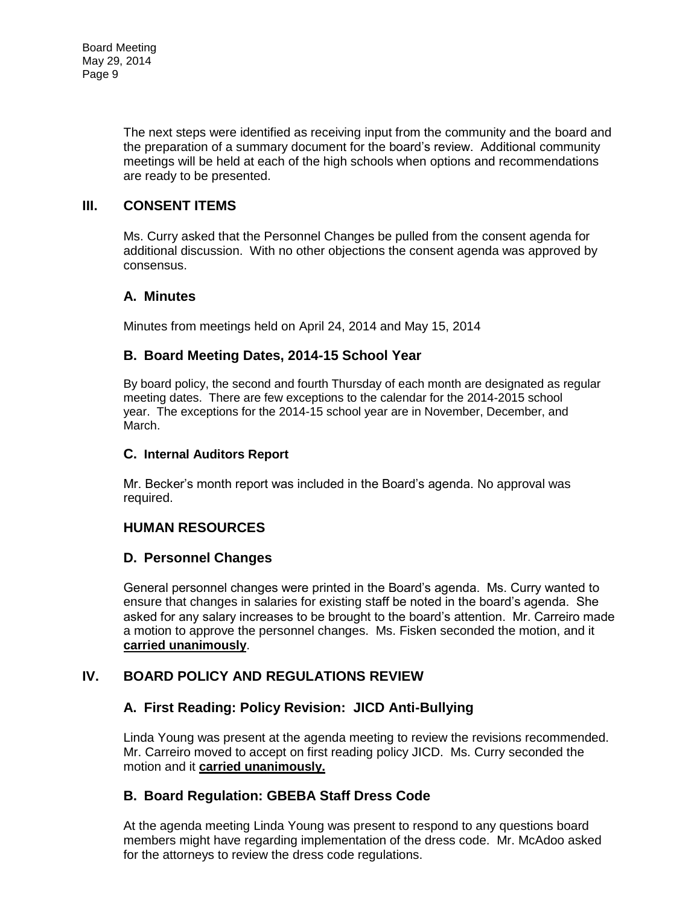The next steps were identified as receiving input from the community and the board and the preparation of a summary document for the board's review. Additional community meetings will be held at each of the high schools when options and recommendations are ready to be presented.

## III. CONSENT ITEMS

Ms. Curry asked that the Personnel Changes be pulled from the consent agenda for additional discussion. With no other objections the consent agenda was approved by consensus.

### A. Minutes

Minutes from meetings held on April 24, 2014 and May 15, 2014

### B. Board Meeting Dates, 2014-15 School Year

By board policy, the second and fourth Thursday of each month are designated as regular meeting dates. There are few exceptions to the calendar for the 2014-2015 school year. The exceptions for the 2014-15 school year are in November, December, and March.

### C. Internal Auditors Report

Mr. Becker's month report was included in the Board's agenda. No approval was required.

### HUMAN RESOURCES

### D. Personnel Changes

General personnel changes were printed in the Board's agenda. Ms. Curry wanted to ensure that changes in salaries for existing staff be noted in the board's agenda. She asked for any salary increases to be brought to the board's attention. Mr. Carreiro made a motion to approve the personnel changes. Ms. Fisken seconded the motion, and it **carried unanimously**.

## IV. BOARD POLICY AND REGULATIONS REVIEW

### A. First Reading: Policy Revision: JICD Anti-Bullying

Linda Young was present at the agenda meeting to review the revisions recommended. Mr. Carreiro moved to accept on first reading policy JICD. Ms. Curry seconded the motion and it **carried unanimously.**

### B. Board Regulation: GBEBA Staff Dress Code

At the agenda meeting Linda Young was present to respond to any questions board members might have regarding implementation of the dress code. Mr. McAdoo asked for the attorneys to review the dress code regulations.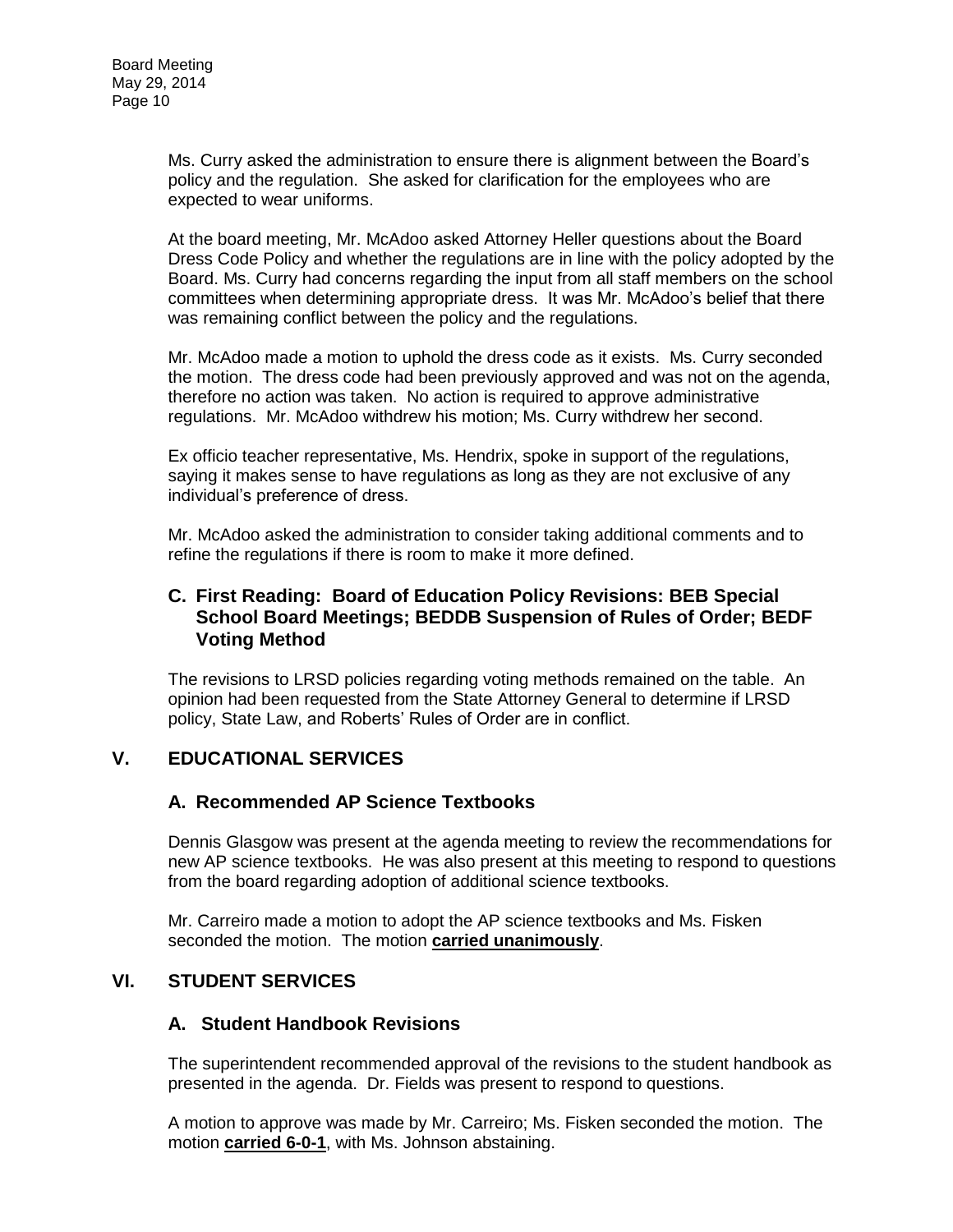Ms. Curry asked the administration to ensure there is alignment between the Board's policy and the regulation. She asked for clarification for the employees who are expected to wear uniforms.

At the board meeting, Mr. McAdoo asked Attorney Heller questions about the Board Dress Code Policy and whether the regulations are in line with the policy adopted by the Board. Ms. Curry had concerns regarding the input from all staff members on the school committees when determining appropriate dress. It was Mr. McAdoo's belief that there was remaining conflict between the policy and the regulations.

Mr. McAdoo made a motion to uphold the dress code as it exists. Ms. Curry seconded the motion. The dress code had been previously approved and was not on the agenda, therefore no action was taken. No action is required to approve administrative regulations. Mr. McAdoo withdrew his motion; Ms. Curry withdrew her second.

Ex officio teacher representative, Ms. Hendrix, spoke in support of the regulations, saying it makes sense to have regulations as long as they are not exclusive of any individual's preference of dress.

Mr. McAdoo asked the administration to consider taking additional comments and to refine the regulations if there is room to make it more defined.

### C. First Reading: Board of Education Policy Revisions: BEB Special School Board Meetings; BEDDB Suspension of Rules of Order; BEDF Voting Method

The revisions to LRSD policies regarding voting methods remained on the table. An opinion had been requested from the State Attorney General to determine if LRSD policy, State Law, and Roberts' Rules of Order are in conflict.

## V. EDUCATIONAL SERVICES

### A. Recommended AP Science Textbooks

Dennis Glasgow was present at the agenda meeting to review the recommendations for new AP science textbooks. He was also present at this meeting to respond to questions from the board regarding adoption of additional science textbooks.

Mr. Carreiro made a motion to adopt the AP science textbooks and Ms. Fisken seconded the motion. The motion **carried unanimously**.

## VI. STUDENT SERVICES

### A. Student Handbook Revisions

The superintendent recommended approval of the revisions to the student handbook as presented in the agenda. Dr. Fields was present to respond to questions.

A motion to approve was made by Mr. Carreiro; Ms. Fisken seconded the motion. The motion **carried 6-0-1**, with Ms. Johnson abstaining.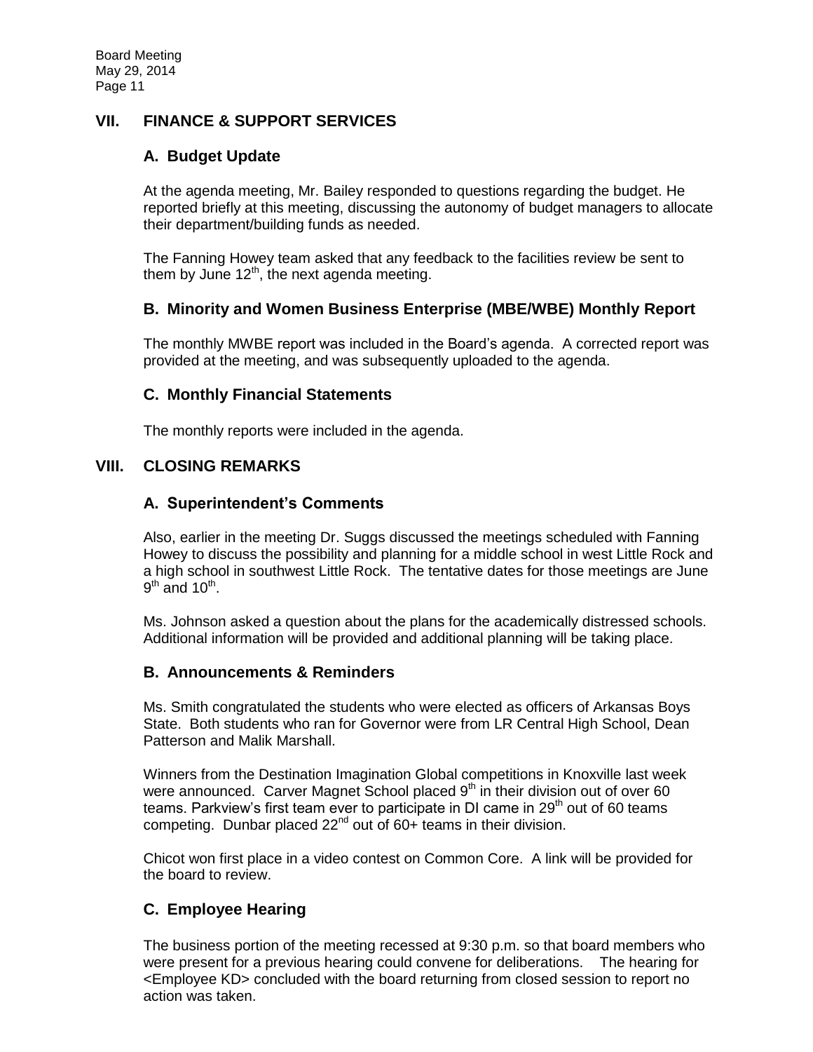## VII. FINANCE & SUPPORT SERVICES

### A. Budget Update

At the agenda meeting, Mr. Bailey responded to questions regarding the budget. He reported briefly at this meeting, discussing the autonomy of budget managers to allocate their department/building funds as needed.

The Fanning Howey team asked that any feedback to the facilities review be sent to them by June 12th, the next agenda meeting.

### B. Minority and Women Business Enterprise (MBE/WBE) Monthly Report

The monthly MWBE report was included in the Board's agenda. A corrected report was provided at the meeting, and was subsequently uploaded to the agenda.

### C. Monthly Financial Statements

The monthly reports were included in the agenda.

## VIII. CLOSING REMARKS

### A. Superintendent's Comments

Also, earlier in the meeting Dr. Suggs discussed the meetings scheduled with Fanning Howey to discuss the possibility and planning for a middle school in west Little Rock and a high school in southwest Little Rock. The tentative dates for those meetings are June 9th and 10th.

Ms. Johnson asked a question about the plans for the academically distressed schools. Additional information will be provided and additional planning will be taking place.

### B. Announcements & Reminders

Ms. Smith congratulated the students who were elected as officers of Arkansas Boys State. Both students who ran for Governor were from LR Central High School, Dean Patterson and Malik Marshall.

Winners from the Destination Imagination Global competitions in Knoxville last week were announced. Carver Magnet School placed 9th in their division out of over 60 teams. Parkview's first team ever to participate in DI came in 29th out of 60 teams competing. Dunbar placed 22nd out of 60+ teams in their division.

Chicot won first place in a video contest on Common Core. A link will be provided for the board to review.

### C. Employee Hearing

The business portion of the meeting recessed at 9:30 p.m. so that board members who were present for a previous hearing could convene for deliberations. The hearing for <Employee KD> concluded with the board returning from closed session to report no action was taken.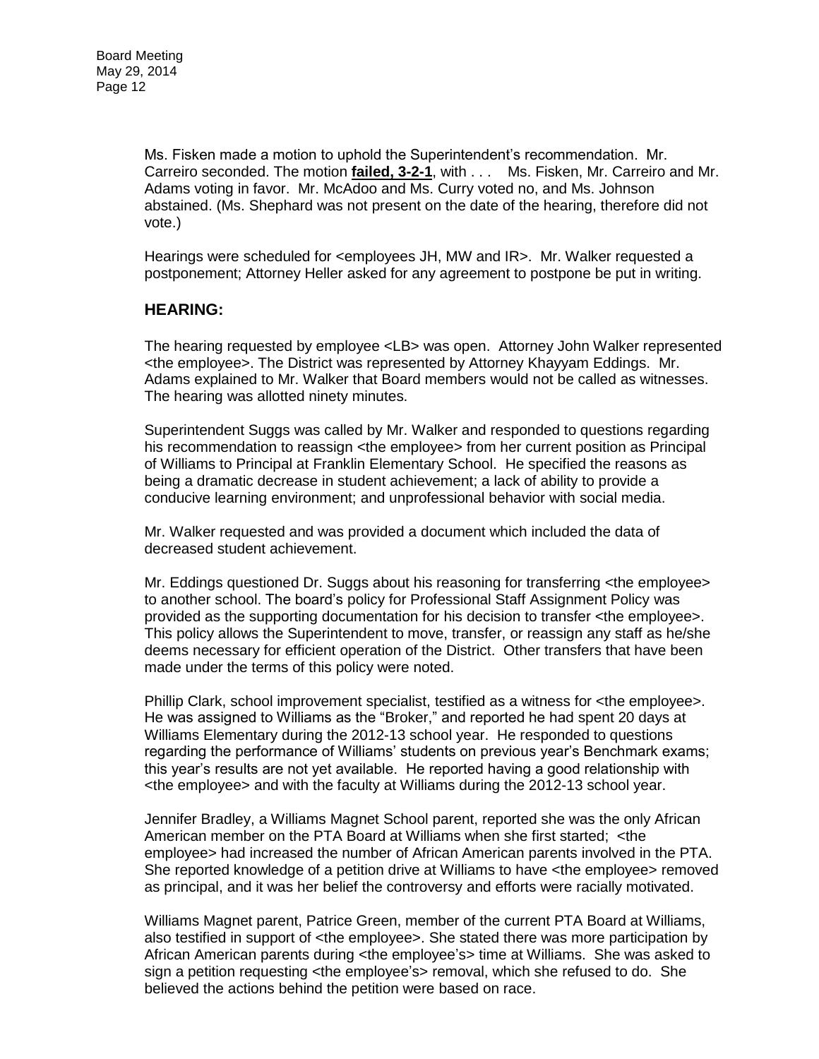Ms. Fisken made a motion to uphold the Superintendent's recommendation. Mr. Carreiro seconded. The motion **failed, 3-2-1**, with . . . Ms. Fisken, Mr. Carreiro and Mr. Adams voting in favor. Mr. McAdoo and Ms. Curry voted no, and Ms. Johnson abstained. (Ms. Shephard was not present on the date of the hearing, therefore did not vote.)

Hearings were scheduled for <employees JH, MW and IR>. Mr. Walker requested a postponement; Attorney Heller asked for any agreement to postpone be put in writing.

## HEARING:

The hearing requested by employee <LB> was open. Attorney John Walker represented <the employee>. The District was represented by Attorney Khayyam Eddings. Mr. Adams explained to Mr. Walker that Board members would not be called as witnesses. The hearing was allotted ninety minutes.

Superintendent Suggs was called by Mr. Walker and responded to questions regarding his recommendation to reassign <the employee> from her current position as Principal of Williams to Principal at Franklin Elementary School. He specified the reasons as being a dramatic decrease in student achievement; a lack of ability to provide a conducive learning environment; and unprofessional behavior with social media.

Mr. Walker requested and was provided a document which included the data of decreased student achievement.

Mr. Eddings questioned Dr. Suggs about his reasoning for transferring <the employee> to another school. The board's policy for Professional Staff Assignment Policy was provided as the supporting documentation for his decision to transfer <the employee>. This policy allows the Superintendent to move, transfer, or reassign any staff as he/she deems necessary for efficient operation of the District. Other transfers that have been made under the terms of this policy were noted.

Phillip Clark, school improvement specialist, testified as a witness for <the employee>. He was assigned to Williams as the "Broker," and reported he had spent 20 days at Williams Elementary during the 2012-13 school year. He responded to questions regarding the performance of Williams' students on previous year's Benchmark exams; this year's results are not yet available. He reported having a good relationship with <the employee> and with the faculty at Williams during the 2012-13 school year.

Jennifer Bradley, a Williams Magnet School parent, reported she was the only African American member on the PTA Board at Williams when she first started; <the employee> had increased the number of African American parents involved in the PTA. She reported knowledge of a petition drive at Williams to have <the employee> removed as principal, and it was her belief the controversy and efforts were racially motivated.

Williams Magnet parent, Patrice Green, member of the current PTA Board at Williams, also testified in support of <the employee>. She stated there was more participation by African American parents during <the employee's> time at Williams. She was asked to sign a petition requesting <the employee's> removal, which she refused to do. She believed the actions behind the petition were based on race.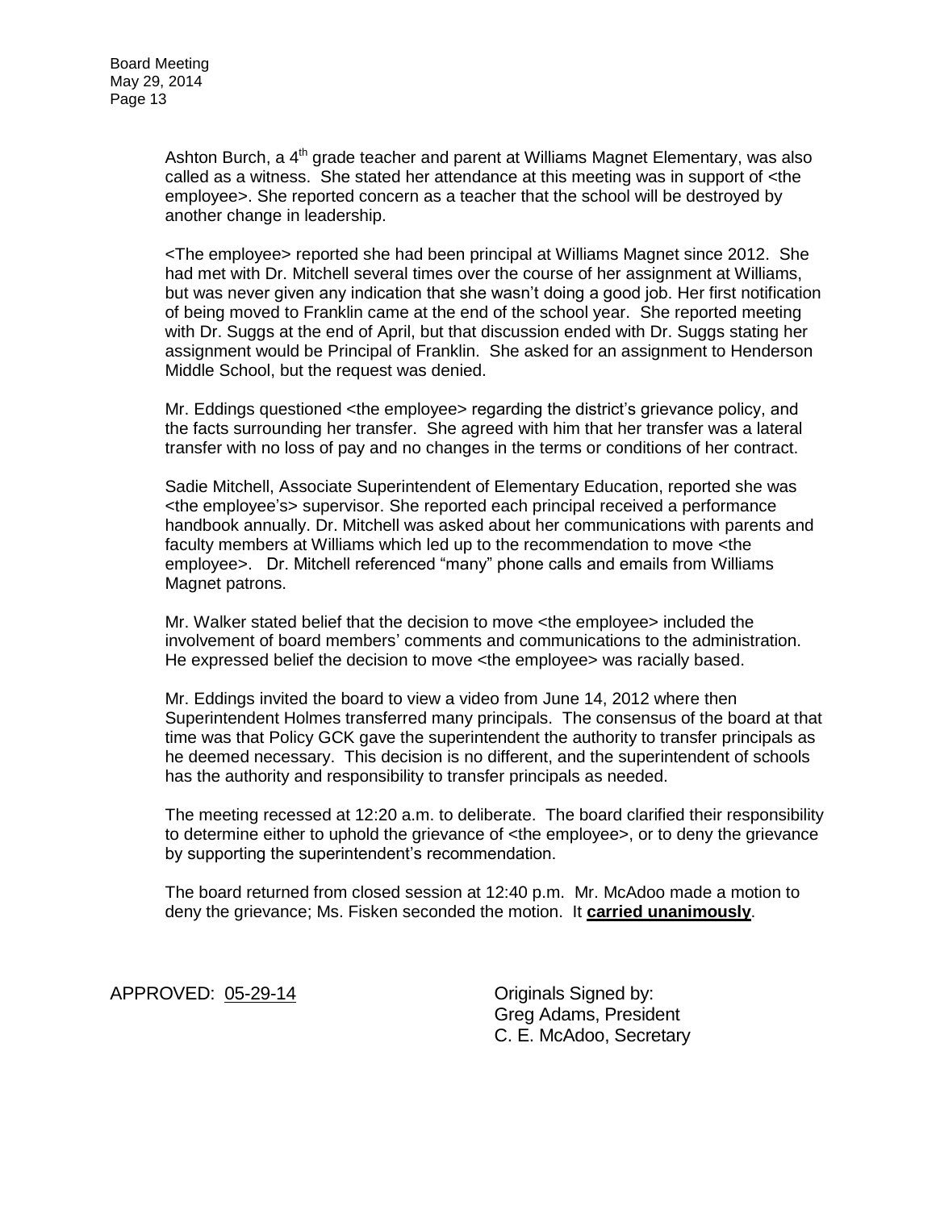Ashton Burch, a 4th grade teacher and parent at Williams Magnet Elementary, was also called as a witness. She stated her attendance at this meeting was in support of <the employee>. She reported concern as a teacher that the school will be destroyed by another change in leadership.

<The employee> reported she had been principal at Williams Magnet since 2012. She had met with Dr. Mitchell several times over the course of her assignment at Williams, but was never given any indication that she wasn't doing a good job. Her first notification of being moved to Franklin came at the end of the school year. She reported meeting with Dr. Suggs at the end of April, but that discussion ended with Dr. Suggs stating her assignment would be Principal of Franklin. She asked for an assignment to Henderson Middle School, but the request was denied.

Mr. Eddings questioned <the employee> regarding the district's grievance policy, and the facts surrounding her transfer. She agreed with him that her transfer was a lateral transfer with no loss of pay and no changes in the terms or conditions of her contract.

Sadie Mitchell, Associate Superintendent of Elementary Education, reported she was <the employee's> supervisor. She reported each principal received a performance handbook annually. Dr. Mitchell was asked about her communications with parents and faculty members at Williams which led up to the recommendation to move <the employee>. Dr. Mitchell referenced "many" phone calls and emails from Williams Magnet patrons.

Mr. Walker stated belief that the decision to move <the employee> included the involvement of board members' comments and communications to the administration. He expressed belief the decision to move <the employee> was racially based.

Mr. Eddings invited the board to view a video from June 14, 2012 where then Superintendent Holmes transferred many principals. The consensus of the board at that time was that Policy GCK gave the superintendent the authority to transfer principals as he deemed necessary. This decision is no different, and the superintendent of schools has the authority and responsibility to transfer principals as needed.

The meeting recessed at 12:20 a.m. to deliberate. The board clarified their responsibility to determine either to uphold the grievance of <the employee>, or to deny the grievance by supporting the superintendent's recommendation.

The board returned from closed session at 12:40 p.m. Mr. McAdoo made a motion to deny the grievance; Ms. Fisken seconded the motion. It **carried unanimously**.

APPROVED: 05-29-14

Originals Signed by:
Greg Adams, President
C. E. McAdoo, Secretary